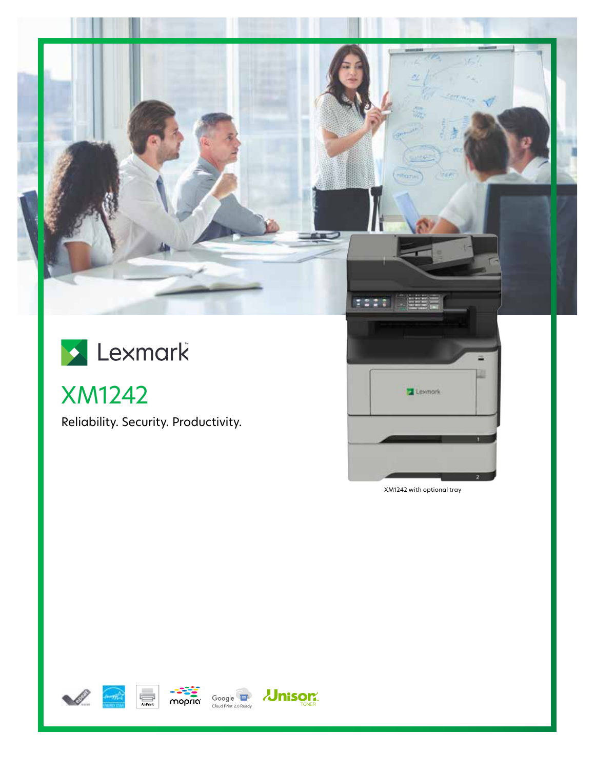Lexmark

# XM1242

Reliability. Security. Productivity.

XM1242 with optional tray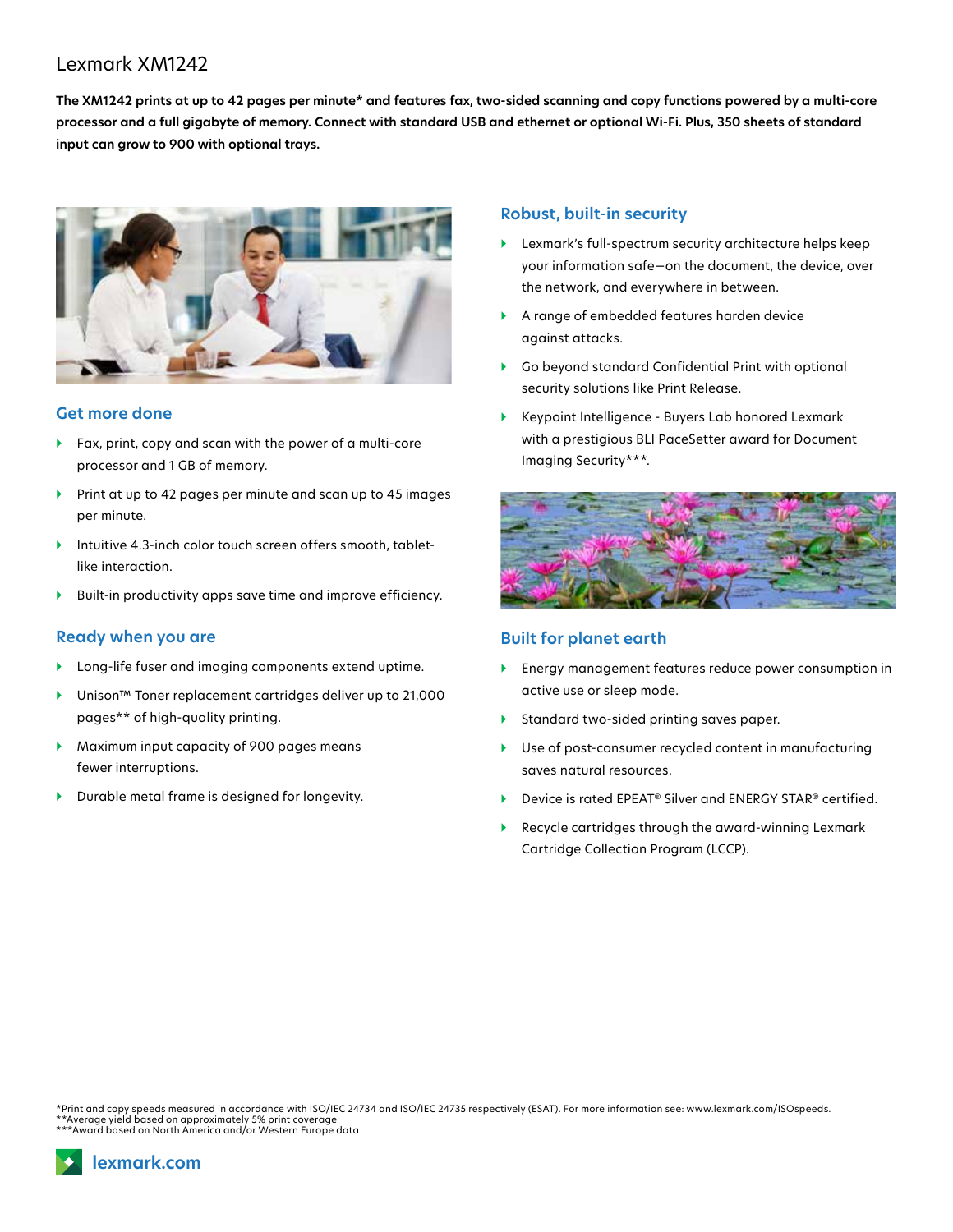# Lexmark XM1242

**The XM1242 prints at up to 42 pages per minute* and features fax, two-sided scanning and copy functions powered by a multi-core processor and a full gigabyte of memory. Connect with standard USB and ethernet or optional Wi-Fi. Plus, 350 sheets of standard input can grow to 900 with optional trays.**

## Get more done

- Fax, print, copy and scan with the power of a multi-core processor and 1 GB of memory.
- Print at up to 42 pages per minute and scan up to 45 images per minute.
- Intuitive 4.3-inch color touch screen offers smooth, tablet-like interaction.
- Built-in productivity apps save time and improve efficiency.

## Ready when you are

- Long-life fuser and imaging components extend uptime.
- Unison™ Toner replacement cartridges deliver up to 21,000 pages** of high-quality printing.
- Maximum input capacity of 900 pages means fewer interruptions.
- Durable metal frame is designed for longevity.

## Robust, built-in security

- Lexmark's full-spectrum security architecture helps keep your information safe—on the document, the device, over the network, and everywhere in between.
- A range of embedded features harden device against attacks.
- Go beyond standard Confidential Print with optional security solutions like Print Release.
- Keypoint Intelligence - Buyers Lab honored Lexmark with a prestigious BLI PaceSetter award for Document Imaging Security***.

## Built for planet earth

- Energy management features reduce power consumption in active use or sleep mode.
- Standard two-sided printing saves paper.
- Use of post-consumer recycled content in manufacturing saves natural resources.
- Device is rated EPEAT® Silver and ENERGY STAR® certified.
- Recycle cartridges through the award-winning Lexmark Cartridge Collection Program (LCCP).

*Print and copy speeds measured in accordance with ISO/IEC 24734 and ISO/IEC 24735 respectively (ESAT). For more information see: www.lexmark.com/ISOspeeds.
**Average yield based on approximately 5% print coverage
***Award based on North America and/or Western Europe data

lexmark.com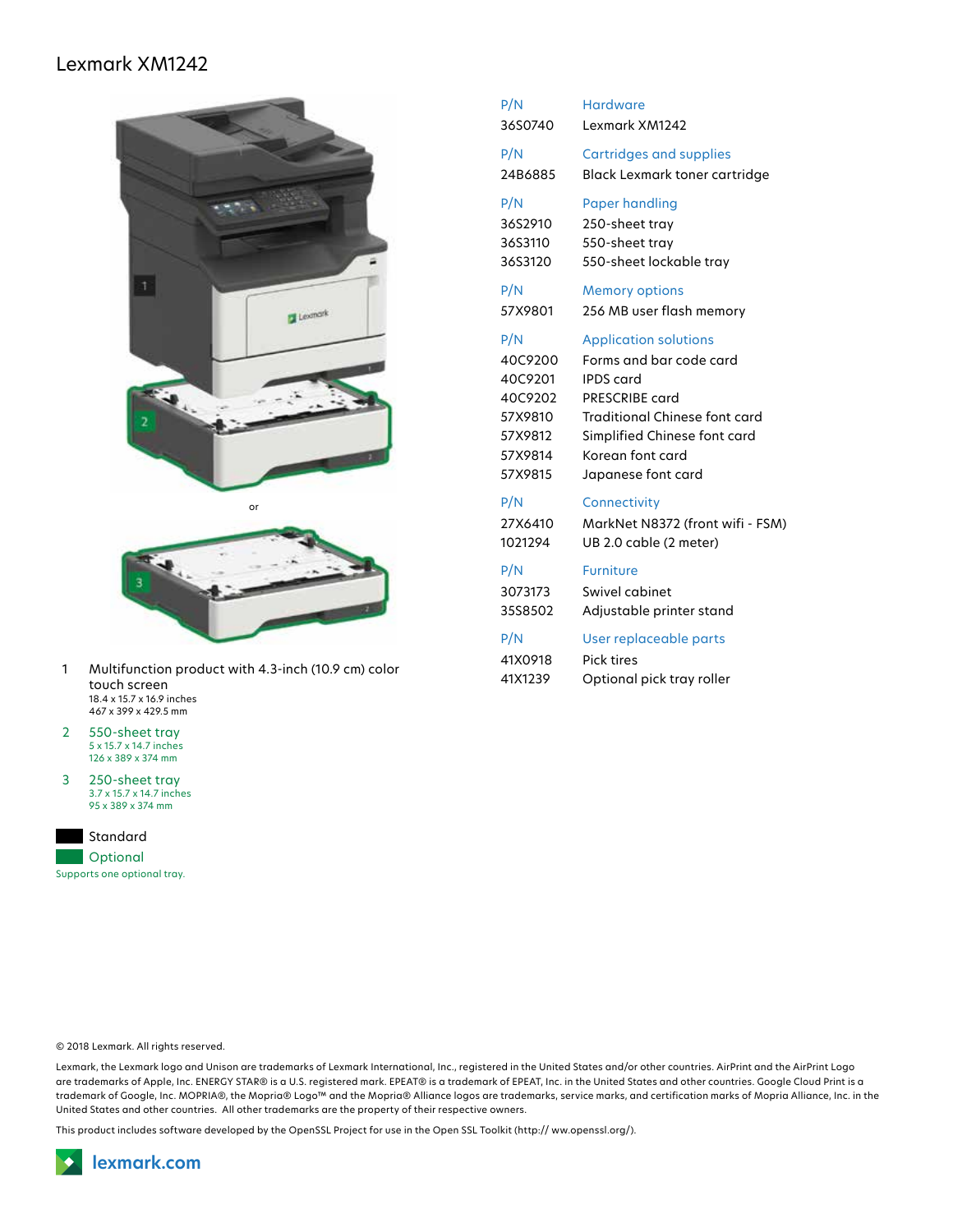# Lexmark XM1242

1 Multifunction product with 4.3-inch (10.9 cm) color touch screen
18.4 x 15.7 x 16.9 inches
467 x 399 x 429.5 mm

2 550-sheet tray
5 x 15.7 x 14.7 inches
126 x 389 x 374 mm

3 250-sheet tray
3.7 x 15.7 x 14.7 inches
95 x 389 x 374 mm

Standard

Optional

Supports one optional tray.

| P/N | Hardware |
|---|---|
| 36S0740 | Lexmark XM1242 |

| P/N | Cartridges and supplies |
|---|---|
| 24B6885 | Black Lexmark toner cartridge |

| P/N | Paper handling |
|---|---|
| 36S2910 | 250-sheet tray |
| 36S3110 | 550-sheet tray |
| 36S3120 | 550-sheet lockable tray |

| P/N | Memory options |
|---|---|
| 57X9801 | 256 MB user flash memory |

| P/N | Application solutions |
|---|---|
| 40C9200 | Forms and bar code card |
| 40C9201 | IPDS card |
| 40C9202 | PRESCRIBE card |
| 57X9810 | Traditional Chinese font card |
| 57X9812 | Simplified Chinese font card |
| 57X9814 | Korean font card |
| 57X9815 | Japanese font card |

| P/N | Connectivity |
|---|---|
| 27X6410 | MarkNet N8372 (front wifi - FSM) |
| 1021294 | UB 2.0 cable (2 meter) |

| P/N | Furniture |
|---|---|
| 3073173 | Swivel cabinet |
| 35S8502 | Adjustable printer stand |

| P/N | User replaceable parts |
|---|---|
| 41X0918 | Pick tires |
| 41X1239 | Optional pick tray roller |

© 2018 Lexmark. All rights reserved.

Lexmark, the Lexmark logo and Unison are trademarks of Lexmark International, Inc., registered in the United States and/or other countries. AirPrint and the AirPrint Logo are trademarks of Apple, Inc. ENERGY STAR® is a U.S. registered mark. EPEAT® is a trademark of EPEAT, Inc. in the United States and other countries. Google Cloud Print is a trademark of Google, Inc. MOPRIA®, the Mopria® Logo™ and the Mopria® Alliance logos are trademarks, service marks, and certification marks of Mopria Alliance, Inc. in the United States and other countries. All other trademarks are the property of their respective owners.

This product includes software developed by the OpenSSL Project for use in the Open SSL Toolkit (http:// ww.openssl.org/).

lexmark.com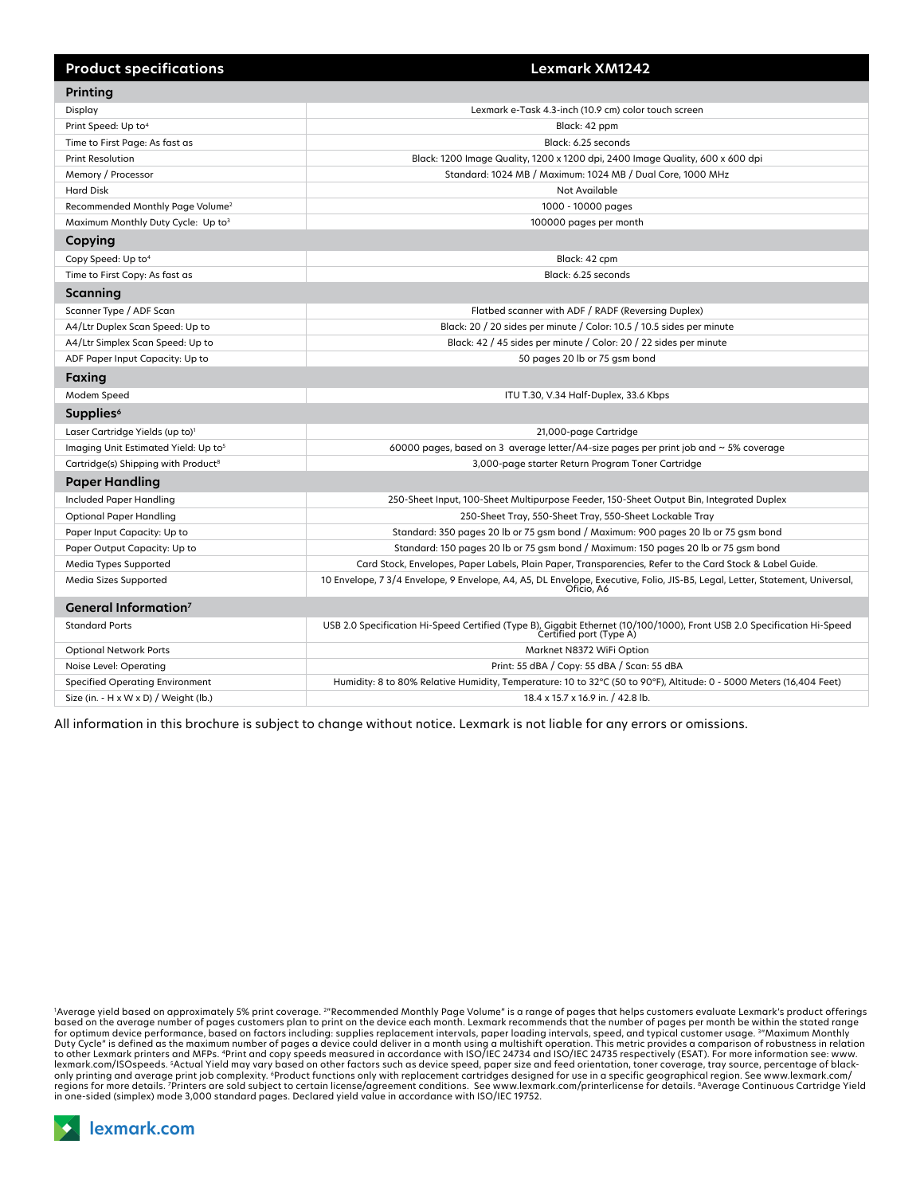| Product specifications | Lexmark XM1242 |
|---|---|
| **Printing** | |
| Display | Lexmark e-Task 4.3-inch (10.9 cm) color touch screen |
| Print Speed: Up to[4] | Black: 42 ppm |
| Time to First Page: As fast as | Black: 6.25 seconds |
| Print Resolution | Black: 1200 Image Quality, 1200 x 1200 dpi, 2400 Image Quality, 600 x 600 dpi |
| Memory / Processor | Standard: 1024 MB / Maximum: 1024 MB / Dual Core, 1000 MHz |
| Hard Disk | Not Available |
| Recommended Monthly Page Volume[2] | 1000 - 10000 pages |
| Maximum Monthly Duty Cycle: Up to[3] | 100000 pages per month |
| **Copying** | |
| Copy Speed: Up to[4] | Black: 42 cpm |
| Time to First Copy: As fast as | Black: 6.25 seconds |
| **Scanning** | |
| Scanner Type / ADF Scan | Flatbed scanner with ADF / RADF (Reversing Duplex) |
| A4/Ltr Duplex Scan Speed: Up to | Black: 20 / 20 sides per minute / Color: 10.5 / 10.5 sides per minute |
| A4/Ltr Simplex Scan Speed: Up to | Black: 42 / 45 sides per minute / Color: 20 / 22 sides per minute |
| ADF Paper Input Capacity: Up to | 50 pages 20 lb or 75 gsm bond |
| **Faxing** | |
| Modem Speed | ITU T.30, V.34 Half-Duplex, 33.6 Kbps |
| **Supplies[6]** | |
| Laser Cartridge Yields (up to)[1] | 21,000-page Cartridge |
| Imaging Unit Estimated Yield: Up to[5] | 60000 pages, based on 3 average letter/A4-size pages per print job and ~ 5% coverage |
| Cartridge(s) Shipping with Product[8] | 3,000-page starter Return Program Toner Cartridge |
| **Paper Handling** | |
| Included Paper Handling | 250-Sheet Input, 100-Sheet Multipurpose Feeder, 150-Sheet Output Bin, Integrated Duplex |
| Optional Paper Handling | 250-Sheet Tray, 550-Sheet Tray, 550-Sheet Lockable Tray |
| Paper Input Capacity: Up to | Standard: 350 pages 20 lb or 75 gsm bond / Maximum: 900 pages 20 lb or 75 gsm bond |
| Paper Output Capacity: Up to | Standard: 150 pages 20 lb or 75 gsm bond / Maximum: 150 pages 20 lb or 75 gsm bond |
| Media Types Supported | Card Stock, Envelopes, Paper Labels, Plain Paper, Transparencies, Refer to the Card Stock & Label Guide. |
| Media Sizes Supported | 10 Envelope, 7 3/4 Envelope, 9 Envelope, A4, A5, DL Envelope, Executive, Folio, JIS-B5, Legal, Letter, Statement, Universal, Oficio, A6 |
| **General Information[7]** | |
| Standard Ports | USB 2.0 Specification Hi-Speed Certified (Type B), Gigabit Ethernet (10/100/1000), Front USB 2.0 Specification Hi-Speed Certified port (Type A) |
| Optional Network Ports | Marknet N8372 WiFi Option |
| Noise Level: Operating | Print: 55 dBA / Copy: 55 dBA / Scan: 55 dBA |
| Specified Operating Environment | Humidity: 8 to 80% Relative Humidity, Temperature: 10 to 32°C (50 to 90°F), Altitude: 0 - 5000 Meters (16,404 Feet) |
| Size (in. - H x W x D) / Weight (lb.) | 18.4 x 15.7 x 16.9 in. / 42.8 lb. |

All information in this brochure is subject to change without notice. Lexmark is not liable for any errors or omissions.

[1]Average yield based on approximately 5% print coverage. [2]"Recommended Monthly Page Volume" is a range of pages that helps customers evaluate Lexmark's product offerings based on the average number of pages customers plan to print on the device each month. Lexmark recommends that the number of pages per month be within the stated range for optimum device performance, based on factors including: supplies replacement intervals, paper loading intervals, speed, and typical customer usage. [3]"Maximum Monthly Duty Cycle" is defined as the maximum number of pages a device could deliver in a month using a multishift operation. This metric provides a comparison of robustness in relation to other Lexmark printers and MFPs. [4]Print and copy speeds measured in accordance with ISO/IEC 24734 and ISO/IEC 24735 respectively (ESAT). For more information see: www.lexmark.com/ISOspeeds. [5]Actual Yield may vary based on other factors such as device speed, paper size and feed orientation, toner coverage, tray source, percentage of black-only printing and average print job complexity. [6]Product functions only with replacement cartridges designed for use in a specific geographical region. See www.lexmark.com/regions for more details. [7]Printers are sold subject to certain license/agreement conditions. See www.lexmark.com/printerlicense for details. [8]Average Continuous Cartridge Yield in one-sided (simplex) mode 3,000 standard pages. Declared yield value in accordance with ISO/IEC 19752.

lexmark.com